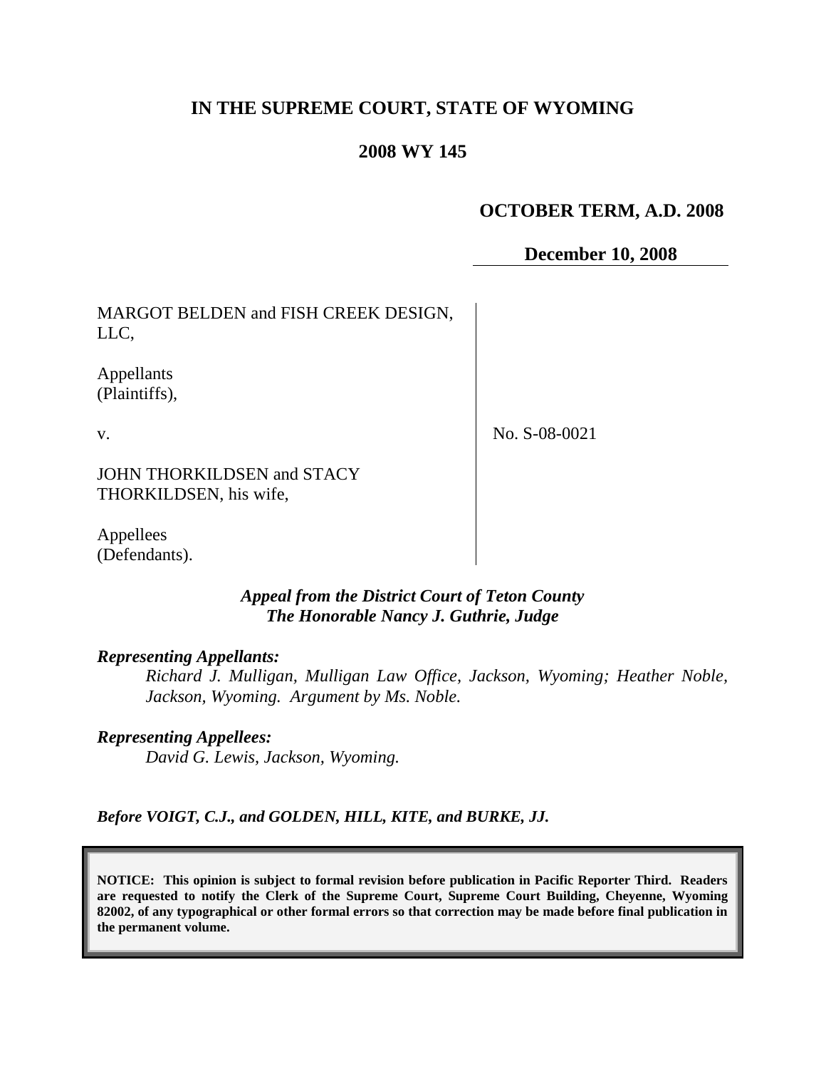# IN THE SUPREME COURT, STATE OF WYOMING

## 2008 WY 145

**OCTOBER TERM, A.D. 2008**

**December 10, 2008**

| | |
|---|---|
| MARGOT BELDEN and FISH CREEK DESIGN, LLC,<br><br>Appellants (Plaintiffs),<br><br>v.<br><br>JOHN THORKILDSEN and STACY THORKILDSEN, his wife,<br><br>Appellees (Defendants). | No. S-08-0021 |

***Appeal from the District Court of Teton County***
***The Honorable Nancy J. Guthrie, Judge***

***Representing Appellants:***

*Richard J. Mulligan, Mulligan Law Office, Jackson, Wyoming; Heather Noble, Jackson, Wyoming. Argument by Ms. Noble.*

***Representing Appellees:***

*David G. Lewis, Jackson, Wyoming.*

***Before VOIGT, C.J., and GOLDEN, HILL, KITE, and BURKE, JJ.***

**NOTICE: This opinion is subject to formal revision before publication in Pacific Reporter Third. Readers are requested to notify the Clerk of the Supreme Court, Supreme Court Building, Cheyenne, Wyoming 82002, of any typographical or other formal errors so that correction may be made before final publication in the permanent volume.**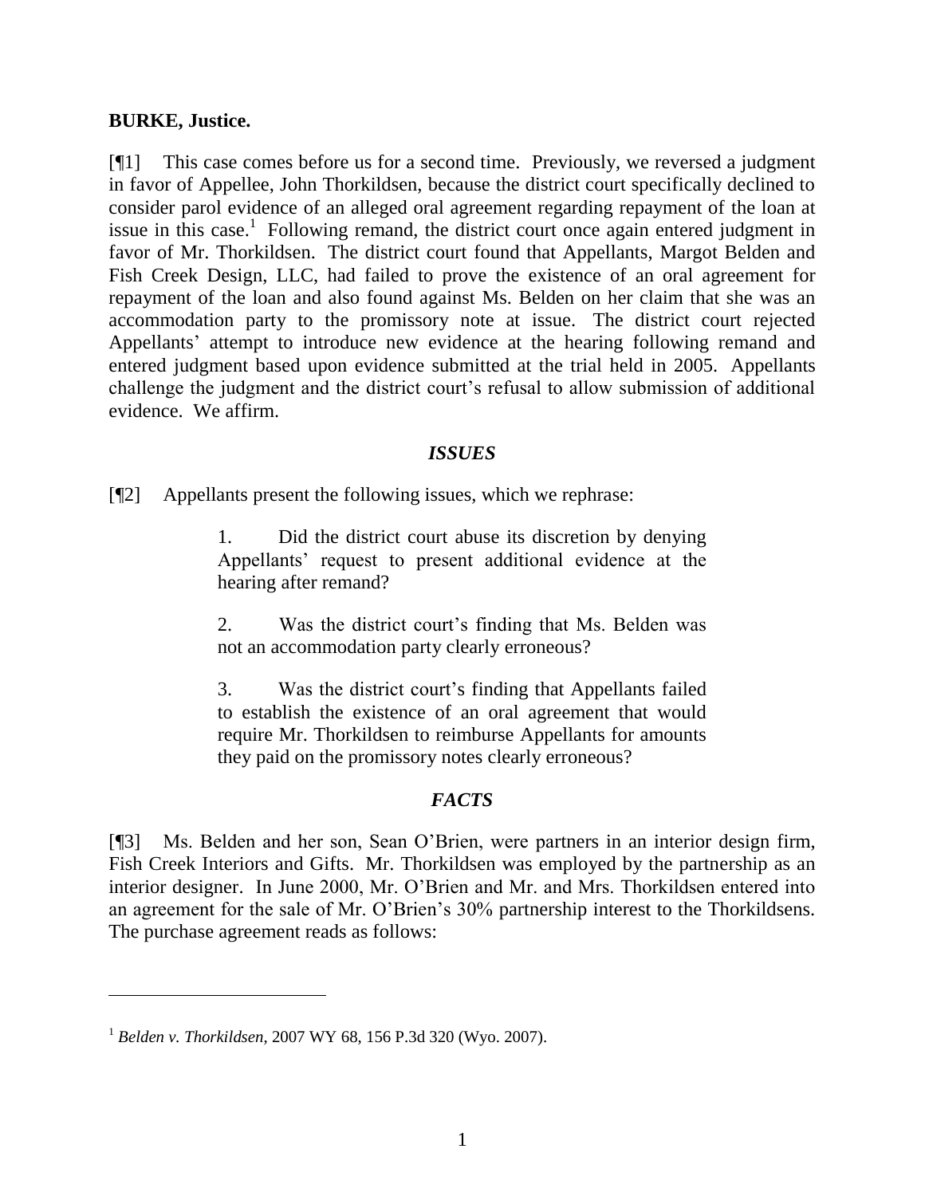**BURKE, Justice.**

[¶1] This case comes before us for a second time. Previously, we reversed a judgment in favor of Appellee, John Thorkildsen, because the district court specifically declined to consider parol evidence of an alleged oral agreement regarding repayment of the loan at issue in this case.[1] Following remand, the district court once again entered judgment in favor of Mr. Thorkildsen. The district court found that Appellants, Margot Belden and Fish Creek Design, LLC, had failed to prove the existence of an oral agreement for repayment of the loan and also found against Ms. Belden on her claim that she was an accommodation party to the promissory note at issue. The district court rejected Appellants' attempt to introduce new evidence at the hearing following remand and entered judgment based upon evidence submitted at the trial held in 2005. Appellants challenge the judgment and the district court's refusal to allow submission of additional evidence. We affirm.

### *ISSUES*

[¶2] Appellants present the following issues, which we rephrase:

> 1. Did the district court abuse its discretion by denying Appellants' request to present additional evidence at the hearing after remand?
>
> 2. Was the district court's finding that Ms. Belden was not an accommodation party clearly erroneous?
>
> 3. Was the district court's finding that Appellants failed to establish the existence of an oral agreement that would require Mr. Thorkildsen to reimburse Appellants for amounts they paid on the promissory notes clearly erroneous?

### *FACTS*

[¶3] Ms. Belden and her son, Sean O'Brien, were partners in an interior design firm, Fish Creek Interiors and Gifts. Mr. Thorkildsen was employed by the partnership as an interior designer. In June 2000, Mr. O'Brien and Mr. and Mrs. Thorkildsen entered into an agreement for the sale of Mr. O'Brien's 30% partnership interest to the Thorkildsens. The purchase agreement reads as follows:

---

[1] *Belden v. Thorkildsen*, 2007 WY 68, 156 P.3d 320 (Wyo. 2007).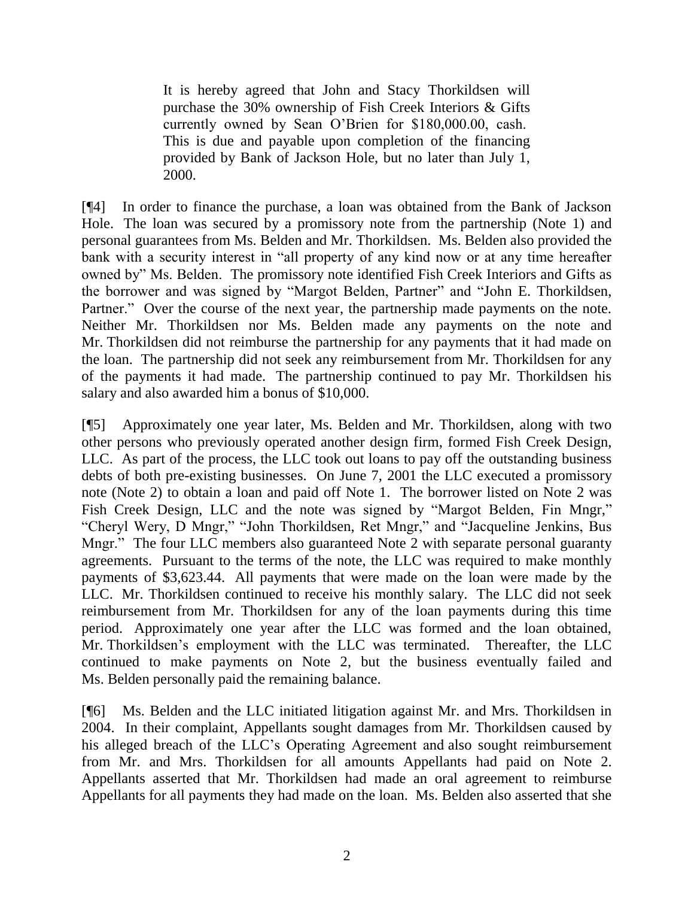> It is hereby agreed that John and Stacy Thorkildsen will purchase the 30% ownership of Fish Creek Interiors & Gifts currently owned by Sean O'Brien for $180,000.00, cash. This is due and payable upon completion of the financing provided by Bank of Jackson Hole, but no later than July 1, 2000.

[¶4] In order to finance the purchase, a loan was obtained from the Bank of Jackson Hole. The loan was secured by a promissory note from the partnership (Note 1) and personal guarantees from Ms. Belden and Mr. Thorkildsen. Ms. Belden also provided the bank with a security interest in "all property of any kind now or at any time hereafter owned by" Ms. Belden. The promissory note identified Fish Creek Interiors and Gifts as the borrower and was signed by "Margot Belden, Partner" and "John E. Thorkildsen, Partner." Over the course of the next year, the partnership made payments on the note. Neither Mr. Thorkildsen nor Ms. Belden made any payments on the note and Mr. Thorkildsen did not reimburse the partnership for any payments that it had made on the loan. The partnership did not seek any reimbursement from Mr. Thorkildsen for any of the payments it had made. The partnership continued to pay Mr. Thorkildsen his salary and also awarded him a bonus of $10,000.

[¶5] Approximately one year later, Ms. Belden and Mr. Thorkildsen, along with two other persons who previously operated another design firm, formed Fish Creek Design, LLC. As part of the process, the LLC took out loans to pay off the outstanding business debts of both pre-existing businesses. On June 7, 2001 the LLC executed a promissory note (Note 2) to obtain a loan and paid off Note 1. The borrower listed on Note 2 was Fish Creek Design, LLC and the note was signed by "Margot Belden, Fin Mngr," "Cheryl Wery, D Mngr," "John Thorkildsen, Ret Mngr," and "Jacqueline Jenkins, Bus Mngr." The four LLC members also guaranteed Note 2 with separate personal guaranty agreements. Pursuant to the terms of the note, the LLC was required to make monthly payments of $3,623.44. All payments that were made on the loan were made by the LLC. Mr. Thorkildsen continued to receive his monthly salary. The LLC did not seek reimbursement from Mr. Thorkildsen for any of the loan payments during this time period. Approximately one year after the LLC was formed and the loan obtained, Mr. Thorkildsen's employment with the LLC was terminated. Thereafter, the LLC continued to make payments on Note 2, but the business eventually failed and Ms. Belden personally paid the remaining balance.

[¶6] Ms. Belden and the LLC initiated litigation against Mr. and Mrs. Thorkildsen in 2004. In their complaint, Appellants sought damages from Mr. Thorkildsen caused by his alleged breach of the LLC's Operating Agreement and also sought reimbursement from Mr. and Mrs. Thorkildsen for all amounts Appellants had paid on Note 2. Appellants asserted that Mr. Thorkildsen had made an oral agreement to reimburse Appellants for all payments they had made on the loan. Ms. Belden also asserted that she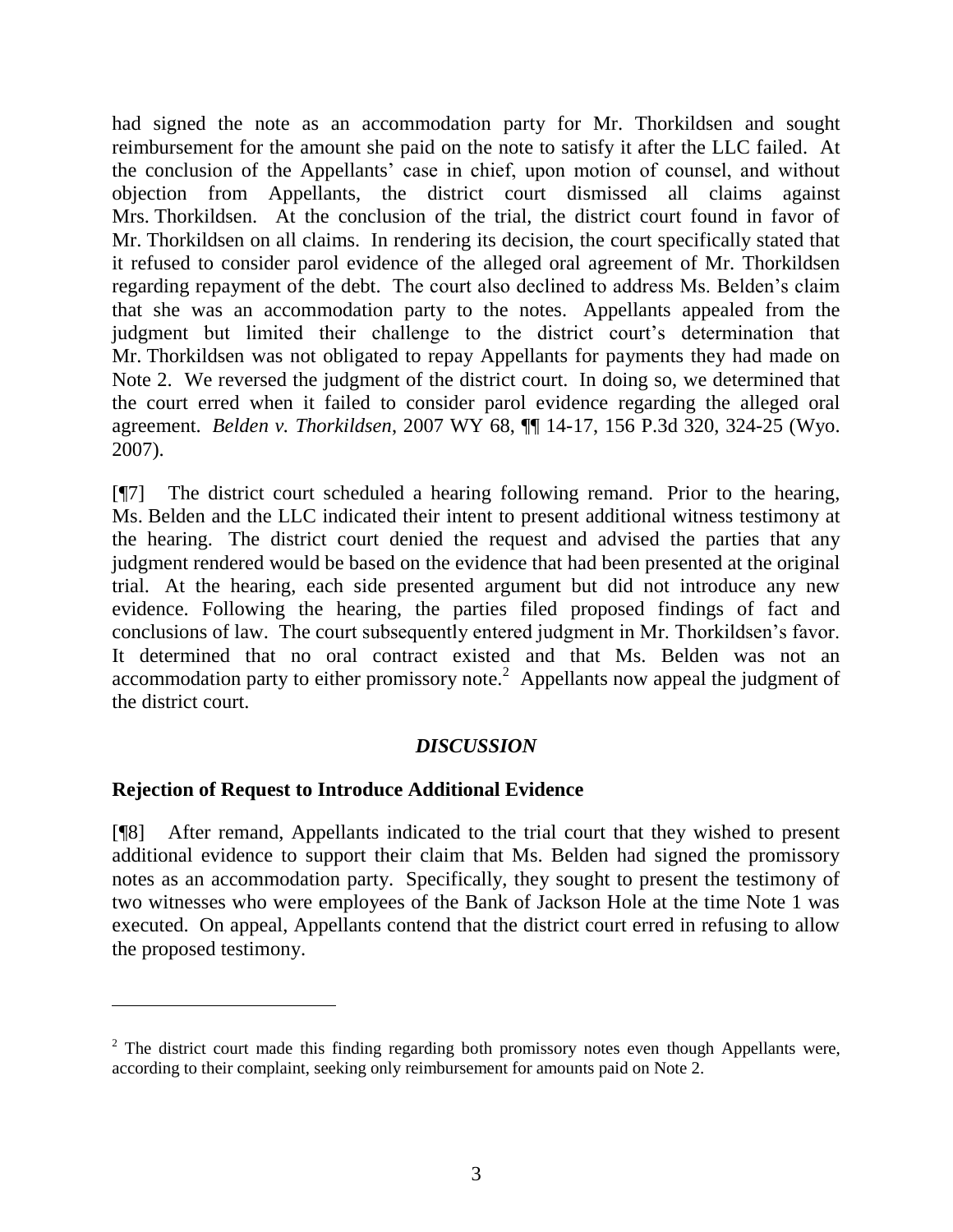had signed the note as an accommodation party for Mr. Thorkildsen and sought reimbursement for the amount she paid on the note to satisfy it after the LLC failed. At the conclusion of the Appellants' case in chief, upon motion of counsel, and without objection from Appellants, the district court dismissed all claims against Mrs. Thorkildsen. At the conclusion of the trial, the district court found in favor of Mr. Thorkildsen on all claims. In rendering its decision, the court specifically stated that it refused to consider parol evidence of the alleged oral agreement of Mr. Thorkildsen regarding repayment of the debt. The court also declined to address Ms. Belden's claim that she was an accommodation party to the notes. Appellants appealed from the judgment but limited their challenge to the district court's determination that Mr. Thorkildsen was not obligated to repay Appellants for payments they had made on Note 2. We reversed the judgment of the district court. In doing so, we determined that the court erred when it failed to consider parol evidence regarding the alleged oral agreement. *Belden v. Thorkildsen*, 2007 WY 68, ¶¶ 14-17, 156 P.3d 320, 324-25 (Wyo. 2007).

[¶7] The district court scheduled a hearing following remand. Prior to the hearing, Ms. Belden and the LLC indicated their intent to present additional witness testimony at the hearing. The district court denied the request and advised the parties that any judgment rendered would be based on the evidence that had been presented at the original trial. At the hearing, each side presented argument but did not introduce any new evidence. Following the hearing, the parties filed proposed findings of fact and conclusions of law. The court subsequently entered judgment in Mr. Thorkildsen's favor. It determined that no oral contract existed and that Ms. Belden was not an accommodation party to either promissory note.[2] Appellants now appeal the judgment of the district court.

## *DISCUSSION*

### Rejection of Request to Introduce Additional Evidence

[¶8] After remand, Appellants indicated to the trial court that they wished to present additional evidence to support their claim that Ms. Belden had signed the promissory notes as an accommodation party. Specifically, they sought to present the testimony of two witnesses who were employees of the Bank of Jackson Hole at the time Note 1 was executed. On appeal, Appellants contend that the district court erred in refusing to allow the proposed testimony.

---

[2] The district court made this finding regarding both promissory notes even though Appellants were, according to their complaint, seeking only reimbursement for amounts paid on Note 2.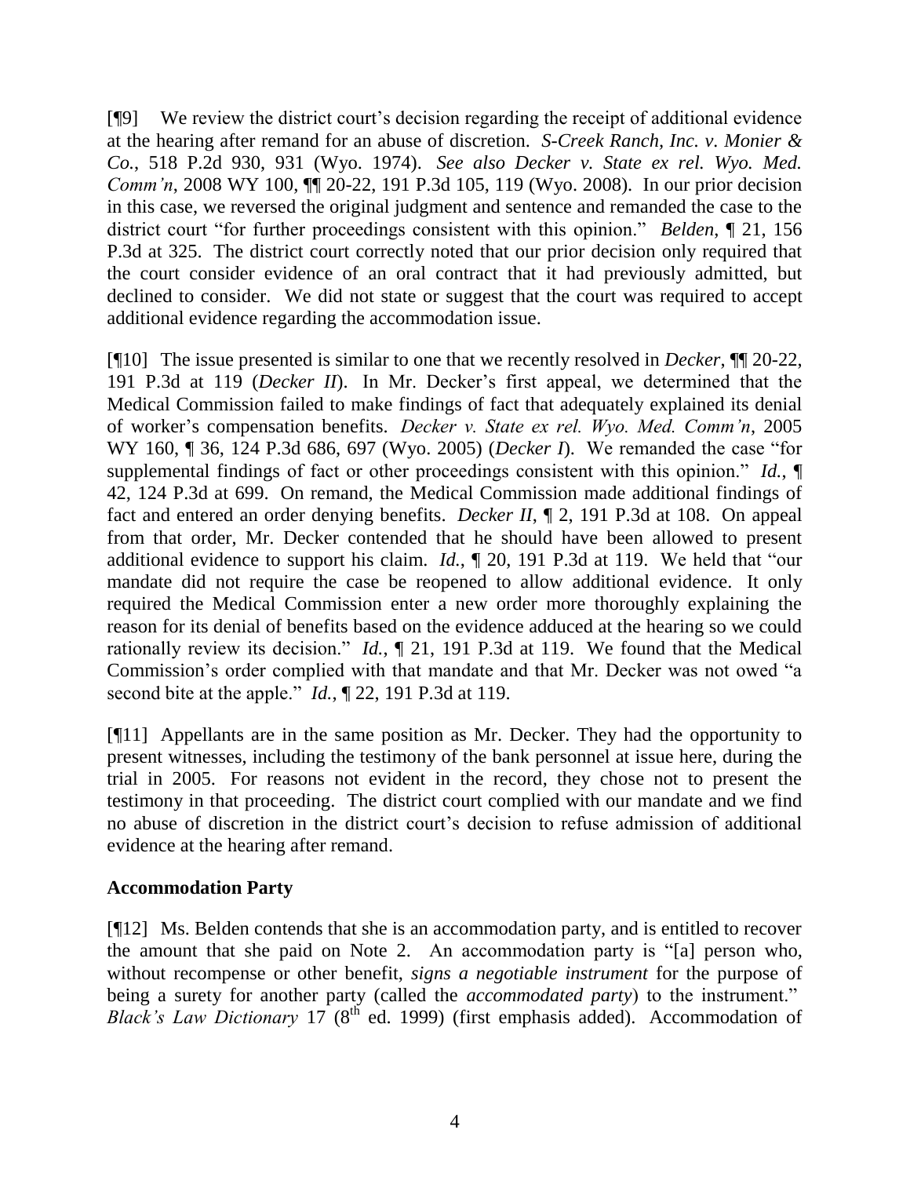[¶9] We review the district court's decision regarding the receipt of additional evidence at the hearing after remand for an abuse of discretion. *S-Creek Ranch, Inc. v. Monier & Co.*, 518 P.2d 930, 931 (Wyo. 1974). *See also Decker v. State ex rel. Wyo. Med. Comm'n*, 2008 WY 100, ¶¶ 20-22, 191 P.3d 105, 119 (Wyo. 2008). In our prior decision in this case, we reversed the original judgment and sentence and remanded the case to the district court "for further proceedings consistent with this opinion." *Belden*, ¶ 21, 156 P.3d at 325. The district court correctly noted that our prior decision only required that the court consider evidence of an oral contract that it had previously admitted, but declined to consider. We did not state or suggest that the court was required to accept additional evidence regarding the accommodation issue.

[¶10] The issue presented is similar to one that we recently resolved in *Decker*, ¶¶ 20-22, 191 P.3d at 119 (*Decker II*). In Mr. Decker's first appeal, we determined that the Medical Commission failed to make findings of fact that adequately explained its denial of worker's compensation benefits. *Decker v. State ex rel. Wyo. Med. Comm'n*, 2005 WY 160, ¶ 36, 124 P.3d 686, 697 (Wyo. 2005) (*Decker I*). We remanded the case "for supplemental findings of fact or other proceedings consistent with this opinion." *Id.*, ¶ 42, 124 P.3d at 699. On remand, the Medical Commission made additional findings of fact and entered an order denying benefits. *Decker II*, ¶ 2, 191 P.3d at 108. On appeal from that order, Mr. Decker contended that he should have been allowed to present additional evidence to support his claim. *Id.*, ¶ 20, 191 P.3d at 119. We held that "our mandate did not require the case be reopened to allow additional evidence. It only required the Medical Commission enter a new order more thoroughly explaining the reason for its denial of benefits based on the evidence adduced at the hearing so we could rationally review its decision." *Id.*, ¶ 21, 191 P.3d at 119. We found that the Medical Commission's order complied with that mandate and that Mr. Decker was not owed "a second bite at the apple." *Id.*, ¶ 22, 191 P.3d at 119.

[¶11] Appellants are in the same position as Mr. Decker. They had the opportunity to present witnesses, including the testimony of the bank personnel at issue here, during the trial in 2005. For reasons not evident in the record, they chose not to present the testimony in that proceeding. The district court complied with our mandate and we find no abuse of discretion in the district court's decision to refuse admission of additional evidence at the hearing after remand.

**Accommodation Party**

[¶12] Ms. Belden contends that she is an accommodation party, and is entitled to recover the amount that she paid on Note 2. An accommodation party is "[a] person who, without recompense or other benefit, *signs a negotiable instrument* for the purpose of being a surety for another party (called the *accommodated party*) to the instrument." *Black's Law Dictionary* 17 (8th ed. 1999) (first emphasis added). Accommodation of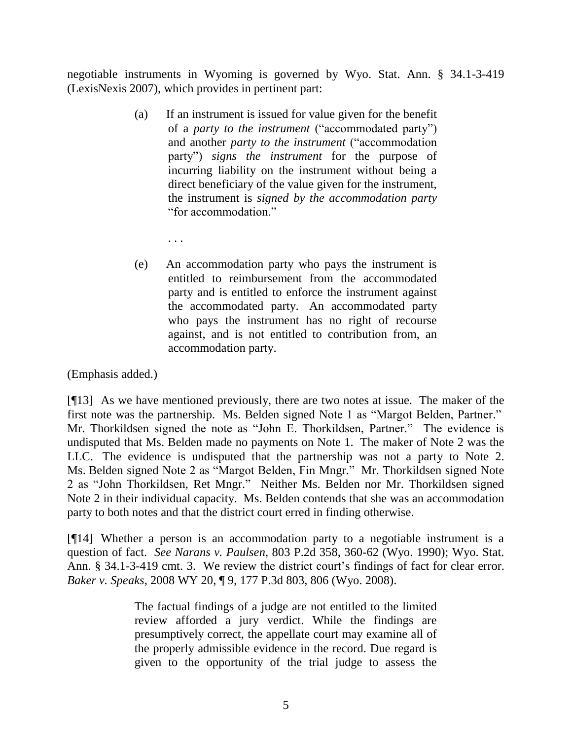negotiable instruments in Wyoming is governed by Wyo. Stat. Ann. § 34.1-3-419 (LexisNexis 2007), which provides in pertinent part:

> (a) If an instrument is issued for value given for the benefit of a *party to the instrument* ("accommodated party") and another *party to the instrument* ("accommodation party") *signs the instrument* for the purpose of incurring liability on the instrument without being a direct beneficiary of the value given for the instrument, the instrument is *signed by the accommodation party* "for accommodation."
>
> . . .
>
> (e) An accommodation party who pays the instrument is entitled to reimbursement from the accommodated party and is entitled to enforce the instrument against the accommodated party. An accommodated party who pays the instrument has no right of recourse against, and is not entitled to contribution from, an accommodation party.

(Emphasis added.)

[¶13] As we have mentioned previously, there are two notes at issue. The maker of the first note was the partnership. Ms. Belden signed Note 1 as "Margot Belden, Partner." Mr. Thorkildsen signed the note as "John E. Thorkildsen, Partner." The evidence is undisputed that Ms. Belden made no payments on Note 1. The maker of Note 2 was the LLC. The evidence is undisputed that the partnership was not a party to Note 2. Ms. Belden signed Note 2 as "Margot Belden, Fin Mngr." Mr. Thorkildsen signed Note 2 as "John Thorkildsen, Ret Mngr." Neither Ms. Belden nor Mr. Thorkildsen signed Note 2 in their individual capacity. Ms. Belden contends that she was an accommodation party to both notes and that the district court erred in finding otherwise.

[¶14] Whether a person is an accommodation party to a negotiable instrument is a question of fact. *See Narans v. Paulsen*, 803 P.2d 358, 360-62 (Wyo. 1990); Wyo. Stat. Ann. § 34.1-3-419 cmt. 3. We review the district court's findings of fact for clear error. *Baker v. Speaks*, 2008 WY 20, ¶ 9, 177 P.3d 803, 806 (Wyo. 2008).

> The factual findings of a judge are not entitled to the limited review afforded a jury verdict. While the findings are presumptively correct, the appellate court may examine all of the properly admissible evidence in the record. Due regard is given to the opportunity of the trial judge to assess the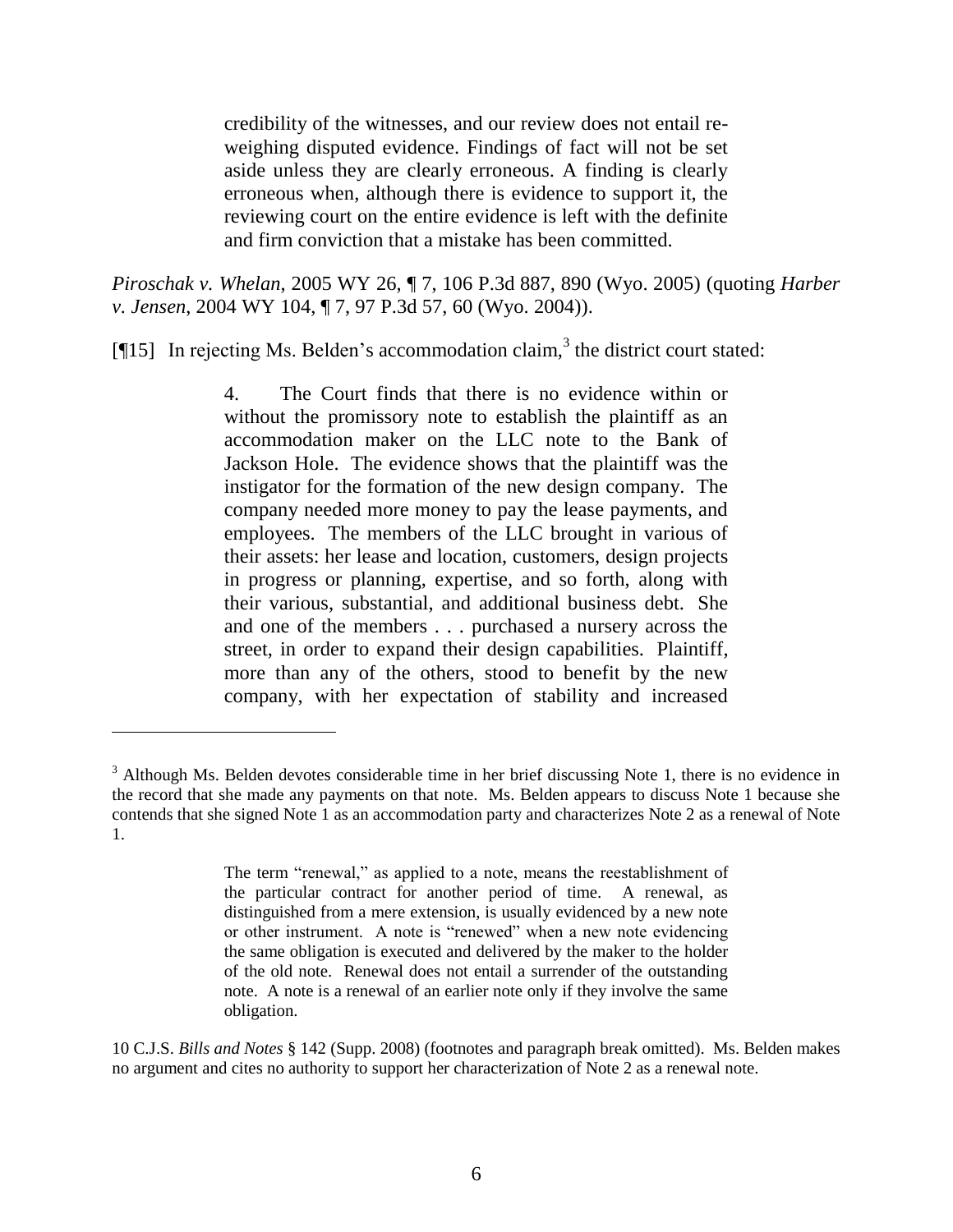> credibility of the witnesses, and our review does not entail re-weighing disputed evidence. Findings of fact will not be set aside unless they are clearly erroneous. A finding is clearly erroneous when, although there is evidence to support it, the reviewing court on the entire evidence is left with the definite and firm conviction that a mistake has been committed.

*Piroschak v. Whelan*, 2005 WY 26, ¶ 7, 106 P.3d 887, 890 (Wyo. 2005) (quoting *Harber v. Jensen*, 2004 WY 104, ¶ 7, 97 P.3d 57, 60 (Wyo. 2004)).

[¶15] In rejecting Ms. Belden's accommodation claim,[3] the district court stated:

> 4. The Court finds that there is no evidence within or without the promissory note to establish the plaintiff as an accommodation maker on the LLC note to the Bank of Jackson Hole. The evidence shows that the plaintiff was the instigator for the formation of the new design company. The company needed more money to pay the lease payments, and employees. The members of the LLC brought in various of their assets: her lease and location, customers, design projects in progress or planning, expertise, and so forth, along with their various, substantial, and additional business debt. She and one of the members . . . purchased a nursery across the street, in order to expand their design capabilities. Plaintiff, more than any of the others, stood to benefit by the new company, with her expectation of stability and increased

---

[3] Although Ms. Belden devotes considerable time in her brief discussing Note 1, there is no evidence in the record that she made any payments on that note. Ms. Belden appears to discuss Note 1 because she contends that she signed Note 1 as an accommodation party and characterizes Note 2 as a renewal of Note 1.

> The term "renewal," as applied to a note, means the reestablishment of the particular contract for another period of time. A renewal, as distinguished from a mere extension, is usually evidenced by a new note or other instrument. A note is "renewed" when a new note evidencing the same obligation is executed and delivered by the maker to the holder of the old note. Renewal does not entail a surrender of the outstanding note. A note is a renewal of an earlier note only if they involve the same obligation.

10 C.J.S. *Bills and Notes* § 142 (Supp. 2008) (footnotes and paragraph break omitted). Ms. Belden makes no argument and cites no authority to support her characterization of Note 2 as a renewal note.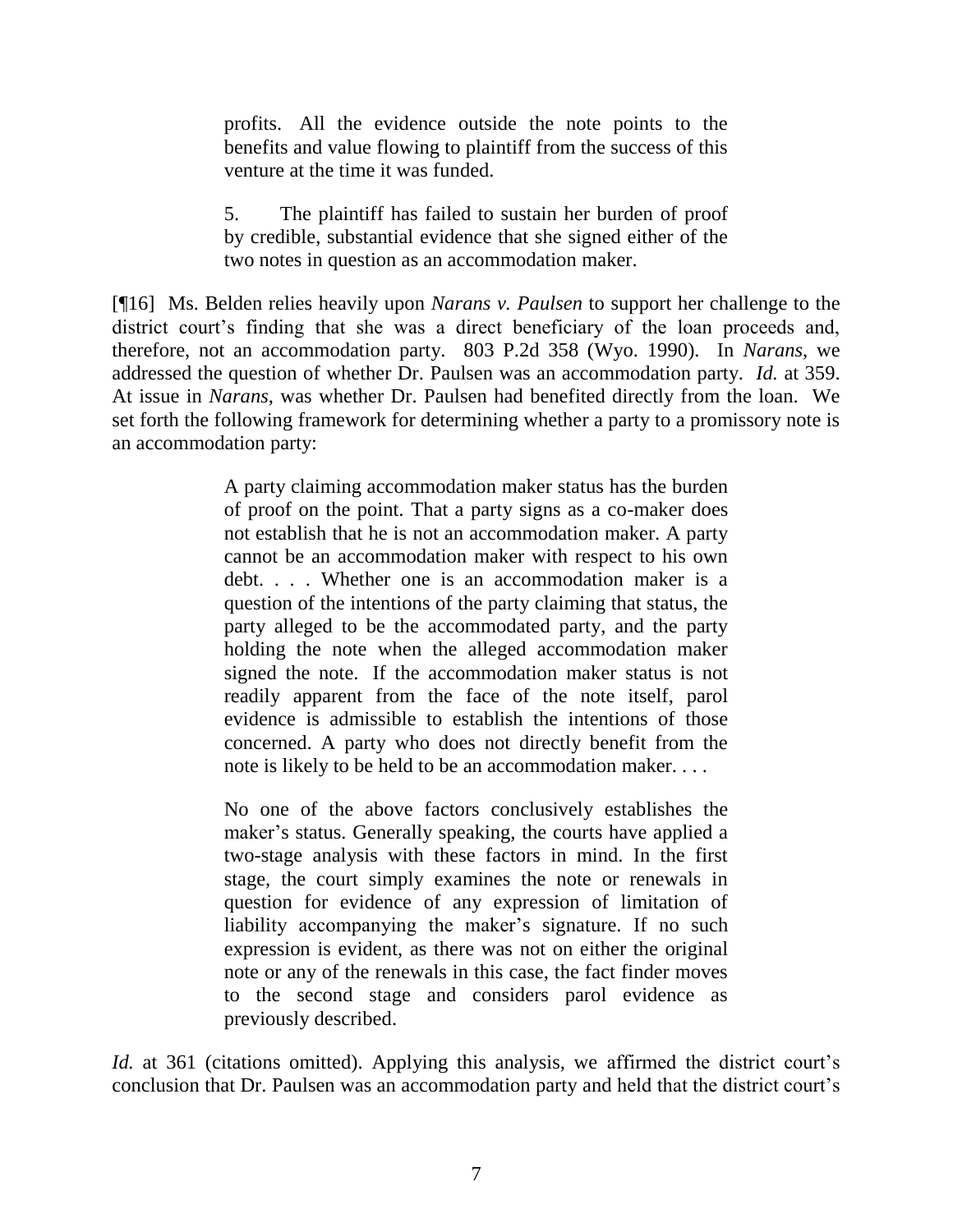> profits. All the evidence outside the note points to the benefits and value flowing to plaintiff from the success of this venture at the time it was funded.
>
> 5. The plaintiff has failed to sustain her burden of proof by credible, substantial evidence that she signed either of the two notes in question as an accommodation maker.

[¶16] Ms. Belden relies heavily upon *Narans v. Paulsen* to support her challenge to the district court's finding that she was a direct beneficiary of the loan proceeds and, therefore, not an accommodation party. 803 P.2d 358 (Wyo. 1990). In *Narans*, we addressed the question of whether Dr. Paulsen was an accommodation party. *Id.* at 359. At issue in *Narans*, was whether Dr. Paulsen had benefited directly from the loan. We set forth the following framework for determining whether a party to a promissory note is an accommodation party:

> A party claiming accommodation maker status has the burden of proof on the point. That a party signs as a co-maker does not establish that he is not an accommodation maker. A party cannot be an accommodation maker with respect to his own debt. . . . Whether one is an accommodation maker is a question of the intentions of the party claiming that status, the party alleged to be the accommodated party, and the party holding the note when the alleged accommodation maker signed the note. If the accommodation maker status is not readily apparent from the face of the note itself, parol evidence is admissible to establish the intentions of those concerned. A party who does not directly benefit from the note is likely to be held to be an accommodation maker. . . .
>
> No one of the above factors conclusively establishes the maker's status. Generally speaking, the courts have applied a two-stage analysis with these factors in mind. In the first stage, the court simply examines the note or renewals in question for evidence of any expression of limitation of liability accompanying the maker's signature. If no such expression is evident, as there was not on either the original note or any of the renewals in this case, the fact finder moves to the second stage and considers parol evidence as previously described.

*Id.* at 361 (citations omitted). Applying this analysis, we affirmed the district court's conclusion that Dr. Paulsen was an accommodation party and held that the district court's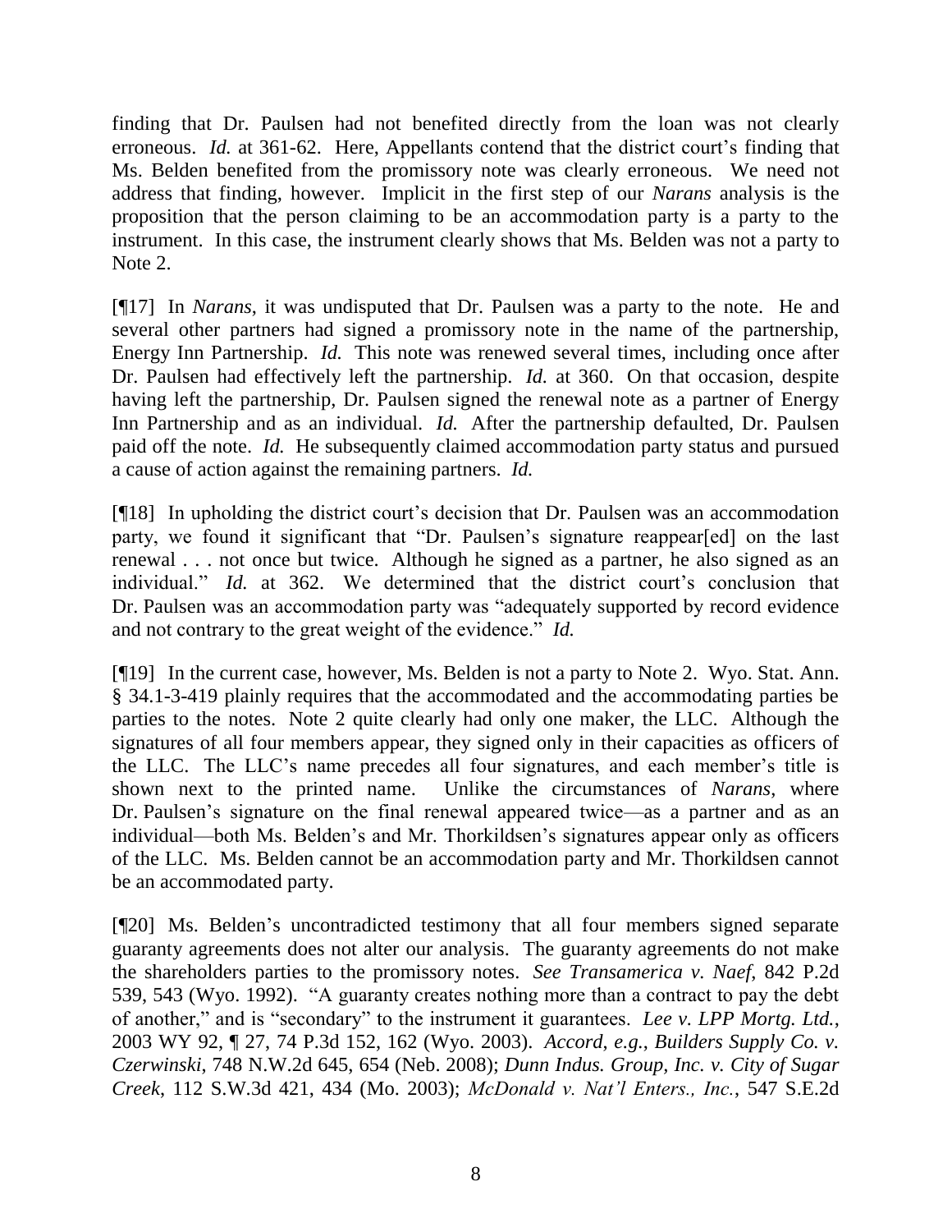finding that Dr. Paulsen had not benefited directly from the loan was not clearly erroneous. *Id.* at 361-62. Here, Appellants contend that the district court's finding that Ms. Belden benefited from the promissory note was clearly erroneous. We need not address that finding, however. Implicit in the first step of our *Narans* analysis is the proposition that the person claiming to be an accommodation party is a party to the instrument. In this case, the instrument clearly shows that Ms. Belden was not a party to Note 2.

[¶17] In *Narans*, it was undisputed that Dr. Paulsen was a party to the note. He and several other partners had signed a promissory note in the name of the partnership, Energy Inn Partnership. *Id.* This note was renewed several times, including once after Dr. Paulsen had effectively left the partnership. *Id.* at 360. On that occasion, despite having left the partnership, Dr. Paulsen signed the renewal note as a partner of Energy Inn Partnership and as an individual. *Id.* After the partnership defaulted, Dr. Paulsen paid off the note. *Id.* He subsequently claimed accommodation party status and pursued a cause of action against the remaining partners. *Id.*

[¶18] In upholding the district court's decision that Dr. Paulsen was an accommodation party, we found it significant that "Dr. Paulsen's signature reappear[ed] on the last renewal . . . not once but twice. Although he signed as a partner, he also signed as an individual." *Id.* at 362. We determined that the district court's conclusion that Dr. Paulsen was an accommodation party was "adequately supported by record evidence and not contrary to the great weight of the evidence." *Id.*

[¶19] In the current case, however, Ms. Belden is not a party to Note 2. Wyo. Stat. Ann. § 34.1-3-419 plainly requires that the accommodated and the accommodating parties be parties to the notes. Note 2 quite clearly had only one maker, the LLC. Although the signatures of all four members appear, they signed only in their capacities as officers of the LLC. The LLC's name precedes all four signatures, and each member's title is shown next to the printed name. Unlike the circumstances of *Narans*, where Dr. Paulsen's signature on the final renewal appeared twice—as a partner and as an individual—both Ms. Belden's and Mr. Thorkildsen's signatures appear only as officers of the LLC. Ms. Belden cannot be an accommodation party and Mr. Thorkildsen cannot be an accommodated party.

[¶20] Ms. Belden's uncontradicted testimony that all four members signed separate guaranty agreements does not alter our analysis. The guaranty agreements do not make the shareholders parties to the promissory notes. *See Transamerica v. Naef*, 842 P.2d 539, 543 (Wyo. 1992). "A guaranty creates nothing more than a contract to pay the debt of another," and is "secondary" to the instrument it guarantees. *Lee v. LPP Mortg. Ltd.*, 2003 WY 92, ¶ 27, 74 P.3d 152, 162 (Wyo. 2003). *Accord*, *e.g.*, *Builders Supply Co. v. Czerwinski*, 748 N.W.2d 645, 654 (Neb. 2008); *Dunn Indus. Group, Inc. v. City of Sugar Creek*, 112 S.W.3d 421, 434 (Mo. 2003); *McDonald v. Nat'l Enters., Inc.*, 547 S.E.2d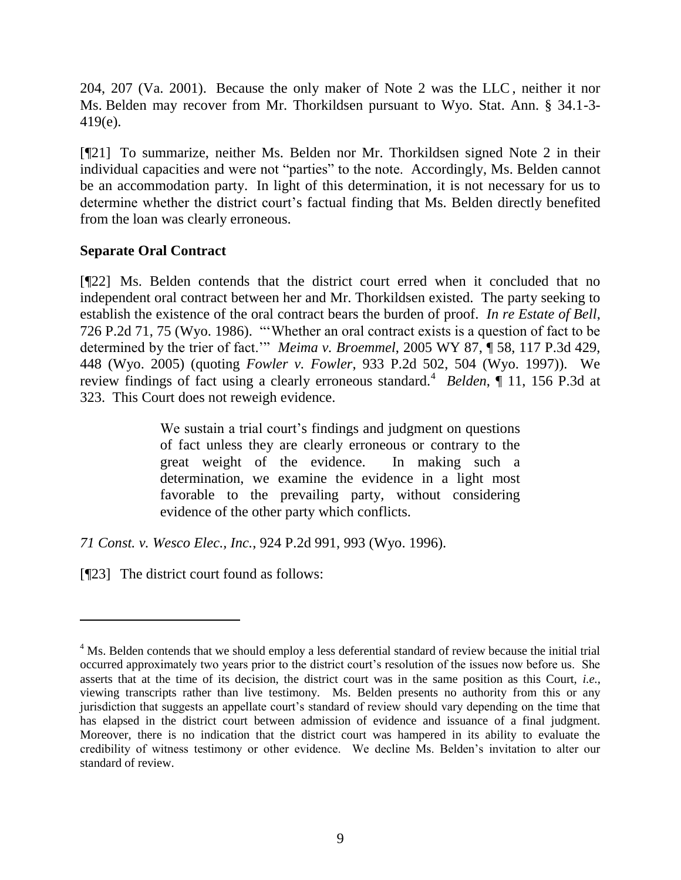204, 207 (Va. 2001). Because the only maker of Note 2 was the LLC, neither it nor Ms. Belden may recover from Mr. Thorkildsen pursuant to Wyo. Stat. Ann. § 34.1-3-419(e).

[¶21] To summarize, neither Ms. Belden nor Mr. Thorkildsen signed Note 2 in their individual capacities and were not "parties" to the note. Accordingly, Ms. Belden cannot be an accommodation party. In light of this determination, it is not necessary for us to determine whether the district court's factual finding that Ms. Belden directly benefited from the loan was clearly erroneous.

### Separate Oral Contract

[¶22] Ms. Belden contends that the district court erred when it concluded that no independent oral contract between her and Mr. Thorkildsen existed. The party seeking to establish the existence of the oral contract bears the burden of proof. *In re Estate of Bell*, 726 P.2d 71, 75 (Wyo. 1986). "'Whether an oral contract exists is a question of fact to be determined by the trier of fact.'" *Meima v. Broemmel*, 2005 WY 87, ¶ 58, 117 P.3d 429, 448 (Wyo. 2005) (quoting *Fowler v. Fowler*, 933 P.2d 502, 504 (Wyo. 1997)). We review findings of fact using a clearly erroneous standard.[4] *Belden*, ¶ 11, 156 P.3d at 323. This Court does not reweigh evidence.

> We sustain a trial court's findings and judgment on questions of fact unless they are clearly erroneous or contrary to the great weight of the evidence. In making such a determination, we examine the evidence in a light most favorable to the prevailing party, without considering evidence of the other party which conflicts.

*71 Const. v. Wesco Elec., Inc.*, 924 P.2d 991, 993 (Wyo. 1996).

[¶23] The district court found as follows:

---

[4] Ms. Belden contends that we should employ a less deferential standard of review because the initial trial occurred approximately two years prior to the district court's resolution of the issues now before us. She asserts that at the time of its decision, the district court was in the same position as this Court, *i.e.*, viewing transcripts rather than live testimony. Ms. Belden presents no authority from this or any jurisdiction that suggests an appellate court's standard of review should vary depending on the time that has elapsed in the district court between admission of evidence and issuance of a final judgment. Moreover, there is no indication that the district court was hampered in its ability to evaluate the credibility of witness testimony or other evidence. We decline Ms. Belden's invitation to alter our standard of review.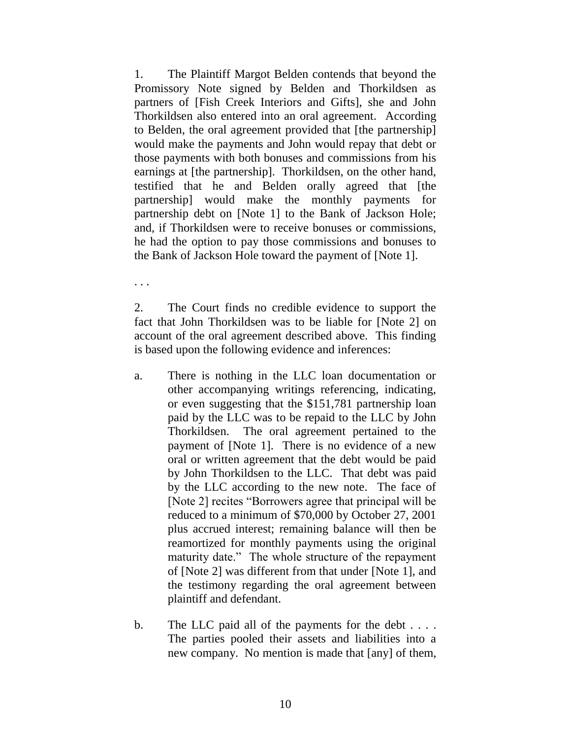1. The Plaintiff Margot Belden contends that beyond the Promissory Note signed by Belden and Thorkildsen as partners of [Fish Creek Interiors and Gifts], she and John Thorkildsen also entered into an oral agreement. According to Belden, the oral agreement provided that [the partnership] would make the payments and John would repay that debt or those payments with both bonuses and commissions from his earnings at [the partnership]. Thorkildsen, on the other hand, testified that he and Belden orally agreed that [the partnership] would make the monthly payments for partnership debt on [Note 1] to the Bank of Jackson Hole; and, if Thorkildsen were to receive bonuses or commissions, he had the option to pay those commissions and bonuses to the Bank of Jackson Hole toward the payment of [Note 1].

. . .

2. The Court finds no credible evidence to support the fact that John Thorkildsen was to be liable for [Note 2] on account of the oral agreement described above. This finding is based upon the following evidence and inferences:

a. There is nothing in the LLC loan documentation or other accompanying writings referencing, indicating, or even suggesting that the $151,781 partnership loan paid by the LLC was to be repaid to the LLC by John Thorkildsen. The oral agreement pertained to the payment of [Note 1]. There is no evidence of a new oral or written agreement that the debt would be paid by John Thorkildsen to the LLC. That debt was paid by the LLC according to the new note. The face of [Note 2] recites "Borrowers agree that principal will be reduced to a minimum of $70,000 by October 27, 2001 plus accrued interest; remaining balance will then be reamortized for monthly payments using the original maturity date." The whole structure of the repayment of [Note 2] was different from that under [Note 1], and the testimony regarding the oral agreement between plaintiff and defendant.

b. The LLC paid all of the payments for the debt . . . . The parties pooled their assets and liabilities into a new company. No mention is made that [any] of them,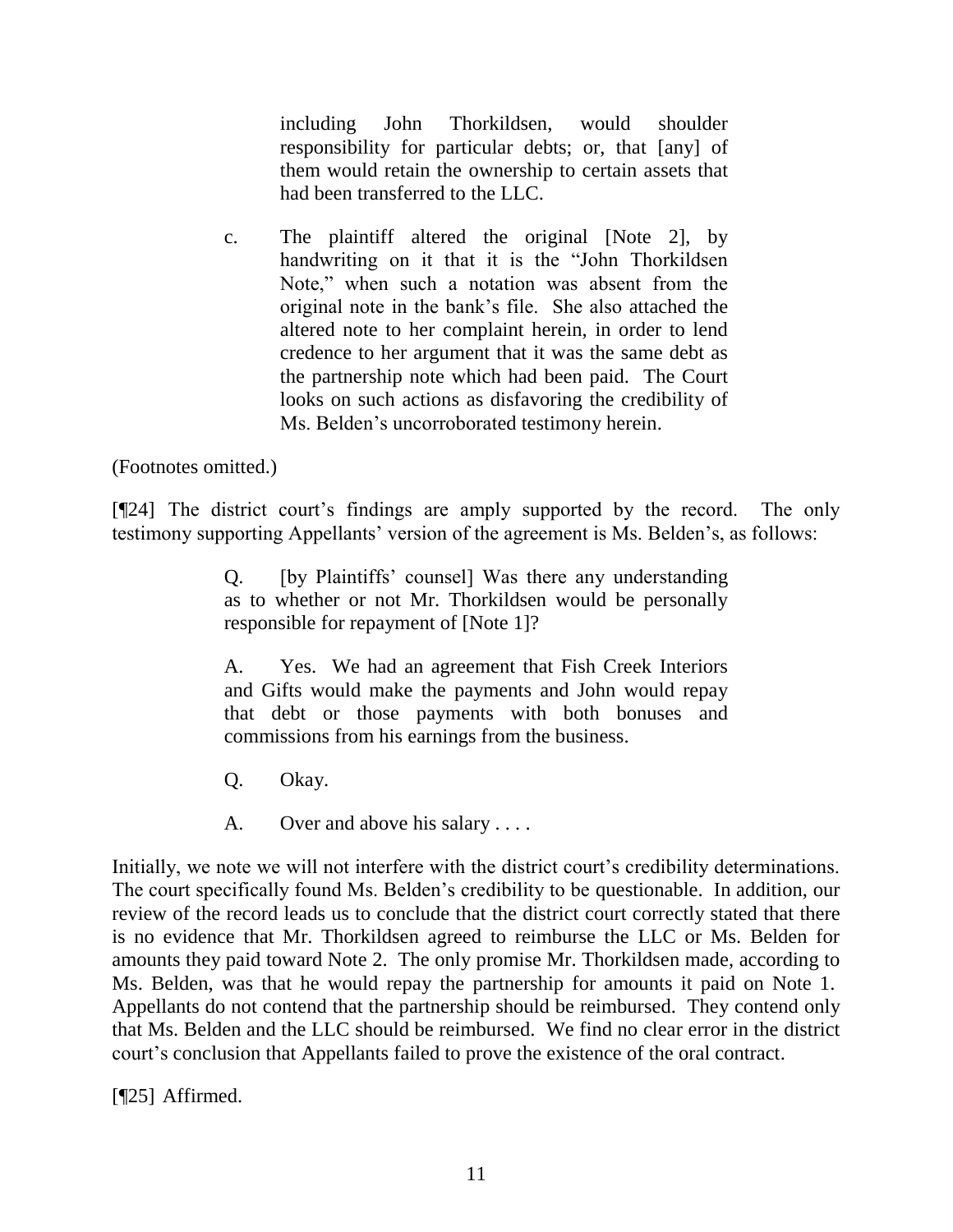> including John Thorkildsen, would shoulder responsibility for particular debts; or, that [any] of them would retain the ownership to certain assets that had been transferred to the LLC.
>
> c. The plaintiff altered the original [Note 2], by handwriting on it that it is the "John Thorkildsen Note," when such a notation was absent from the original note in the bank's file. She also attached the altered note to her complaint herein, in order to lend credence to her argument that it was the same debt as the partnership note which had been paid. The Court looks on such actions as disfavoring the credibility of Ms. Belden's uncorroborated testimony herein.

(Footnotes omitted.)

[¶24] The district court's findings are amply supported by the record. The only testimony supporting Appellants' version of the agreement is Ms. Belden's, as follows:

> Q. [by Plaintiffs' counsel] Was there any understanding as to whether or not Mr. Thorkildsen would be personally responsible for repayment of [Note 1]?
>
> A. Yes. We had an agreement that Fish Creek Interiors and Gifts would make the payments and John would repay that debt or those payments with both bonuses and commissions from his earnings from the business.
>
> Q. Okay.
>
> A. Over and above his salary . . . .

Initially, we note we will not interfere with the district court's credibility determinations. The court specifically found Ms. Belden's credibility to be questionable. In addition, our review of the record leads us to conclude that the district court correctly stated that there is no evidence that Mr. Thorkildsen agreed to reimburse the LLC or Ms. Belden for amounts they paid toward Note 2. The only promise Mr. Thorkildsen made, according to Ms. Belden, was that he would repay the partnership for amounts it paid on Note 1. Appellants do not contend that the partnership should be reimbursed. They contend only that Ms. Belden and the LLC should be reimbursed. We find no clear error in the district court's conclusion that Appellants failed to prove the existence of the oral contract.

[¶25] Affirmed.